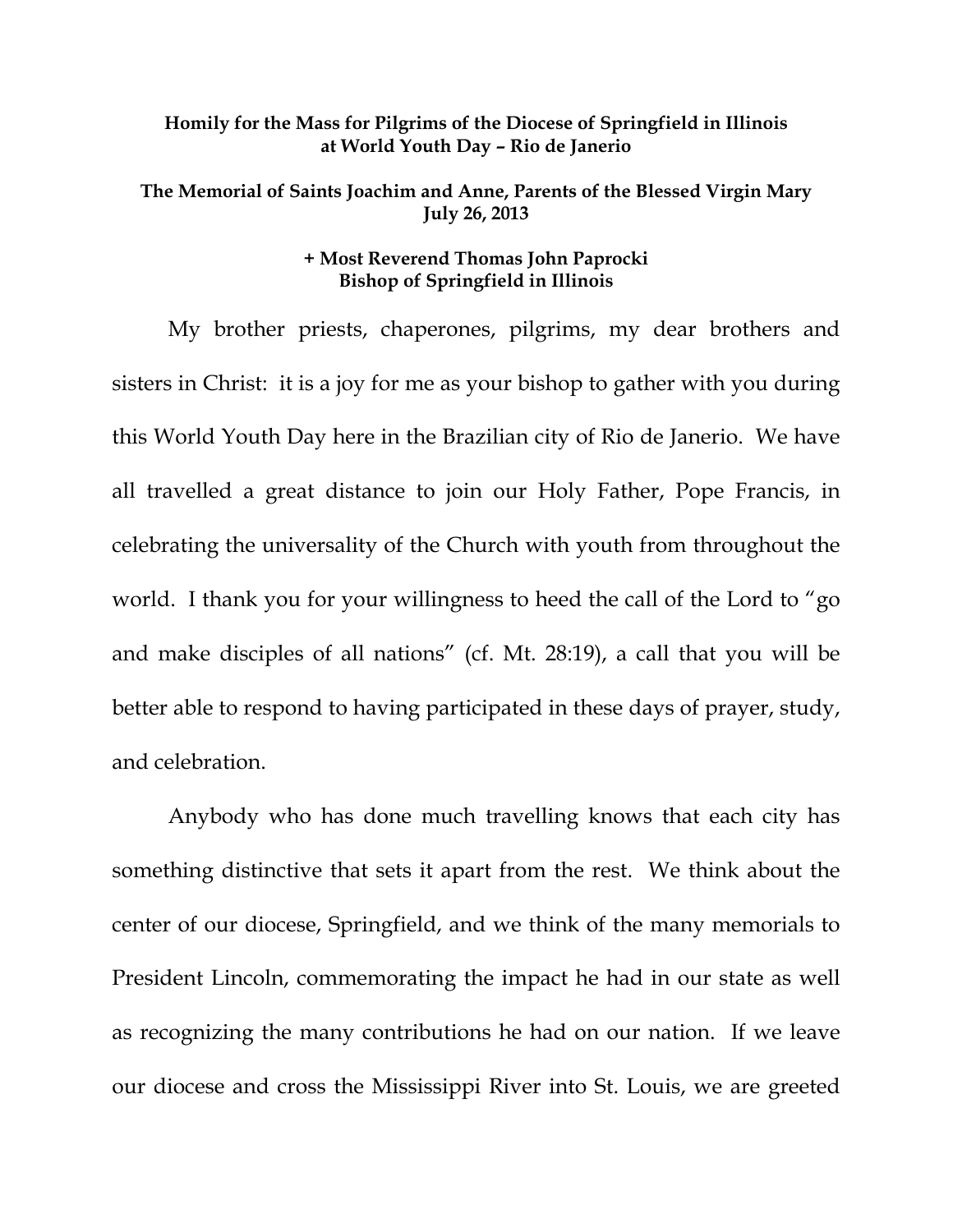**Homily for the Mass for Pilgrims of the Diocese of Springfield in Illinois at World Youth Day – Rio de Janerio**

**The Memorial of Saints Joachim and Anne, Parents of the Blessed Virgin Mary July 26, 2013**

**+ Most Reverend Thomas John Paprocki Bishop of Springfield in Illinois**

My brother priests, chaperones, pilgrims, my dear brothers and sisters in Christ: it is a joy for me as your bishop to gather with you during this World Youth Day here in the Brazilian city of Rio de Janerio. We have all travelled a great distance to join our Holy Father, Pope Francis, in celebrating the universality of the Church with youth from throughout the world. I thank you for your willingness to heed the call of the Lord to "go and make disciples of all nations" (cf. Mt. 28:19), a call that you will be better able to respond to having participated in these days of prayer, study, and celebration.

Anybody who has done much travelling knows that each city has something distinctive that sets it apart from the rest. We think about the center of our diocese, Springfield, and we think of the many memorials to President Lincoln, commemorating the impact he had in our state as well as recognizing the many contributions he had on our nation. If we leave our diocese and cross the Mississippi River into St. Louis, we are greeted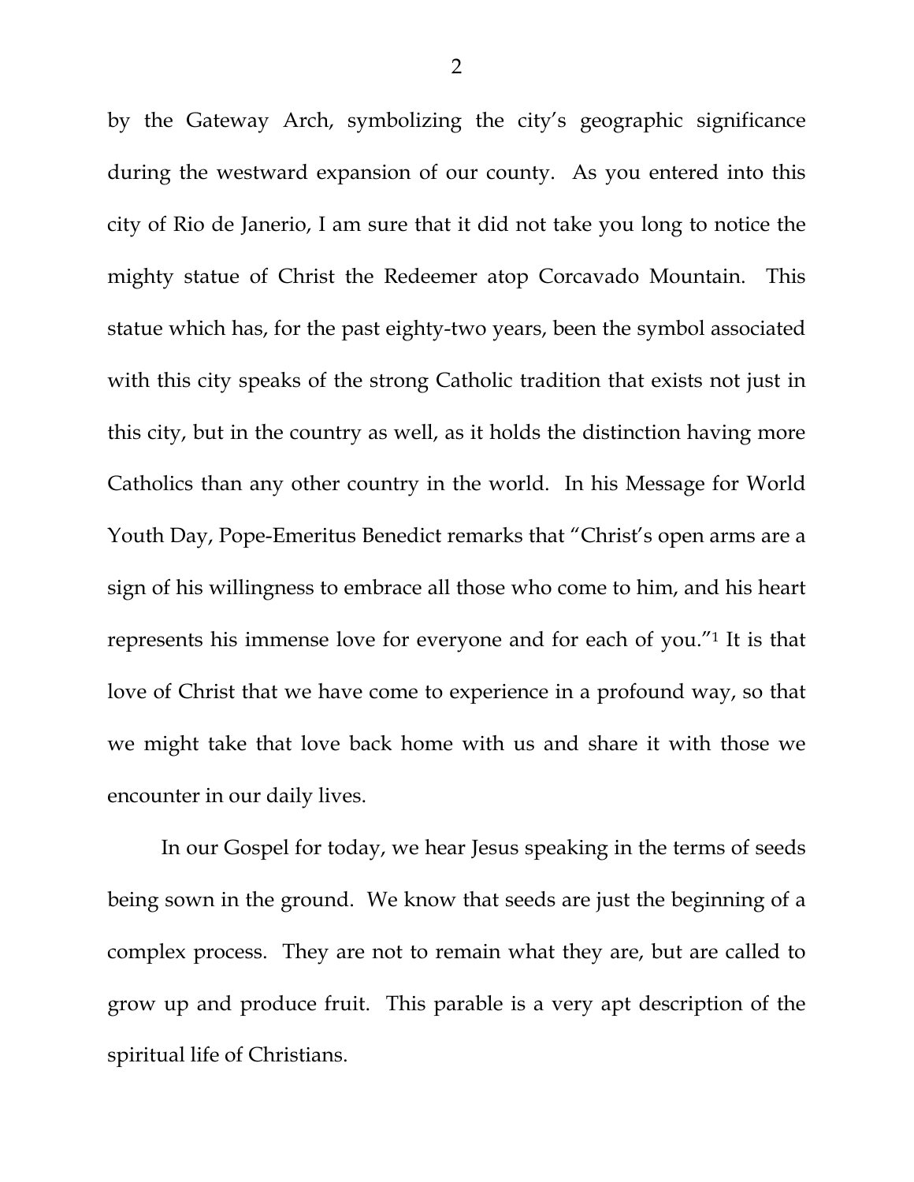by the Gateway Arch, symbolizing the city's geographic significance during the westward expansion of our county. As you entered into this city of Rio de Janerio, I am sure that it did not take you long to notice the mighty statue of Christ the Redeemer atop Corcavado Mountain. This statue which has, for the past eighty-two years, been the symbol associated with this city speaks of the strong Catholic tradition that exists not just in this city, but in the country as well, as it holds the distinction having more Catholics than any other country in the world. In his Message for World Youth Day, Pope-Emeritus Benedict remarks that "Christ's open arms are a sign of his willingness to embrace all those who come to him, and his heart represents his immense love for everyone and for each of you."[1] It is that love of Christ that we have come to experience in a profound way, so that we might take that love back home with us and share it with those we encounter in our daily lives.

In our Gospel for today, we hear Jesus speaking in the terms of seeds being sown in the ground. We know that seeds are just the beginning of a complex process. They are not to remain what they are, but are called to grow up and produce fruit. This parable is a very apt description of the spiritual life of Christians.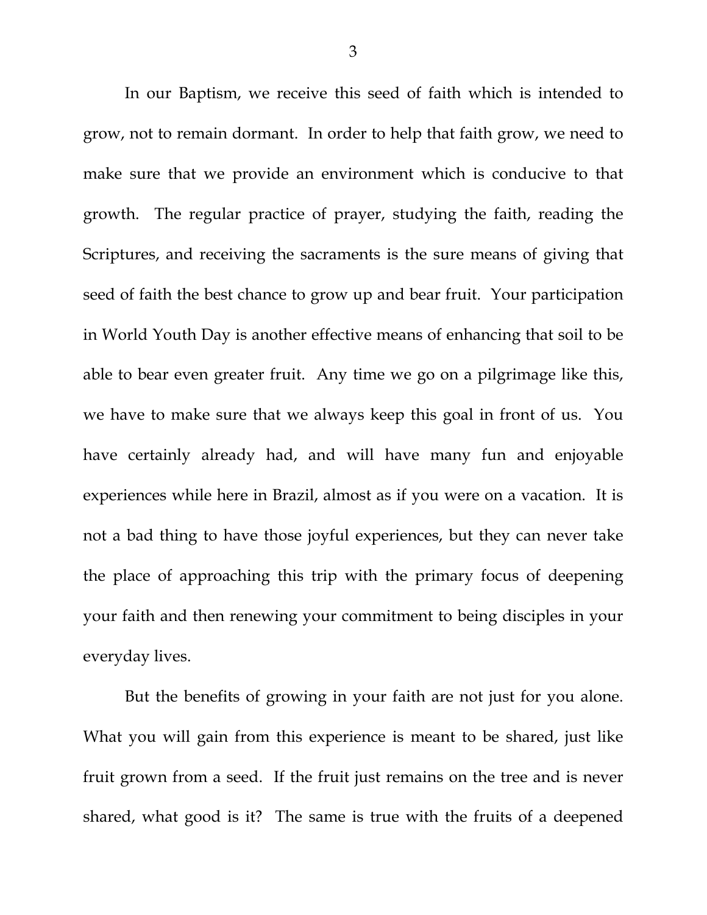In our Baptism, we receive this seed of faith which is intended to grow, not to remain dormant. In order to help that faith grow, we need to make sure that we provide an environment which is conducive to that growth. The regular practice of prayer, studying the faith, reading the Scriptures, and receiving the sacraments is the sure means of giving that seed of faith the best chance to grow up and bear fruit. Your participation in World Youth Day is another effective means of enhancing that soil to be able to bear even greater fruit. Any time we go on a pilgrimage like this, we have to make sure that we always keep this goal in front of us. You have certainly already had, and will have many fun and enjoyable experiences while here in Brazil, almost as if you were on a vacation. It is not a bad thing to have those joyful experiences, but they can never take the place of approaching this trip with the primary focus of deepening your faith and then renewing your commitment to being disciples in your everyday lives.

But the benefits of growing in your faith are not just for you alone. What you will gain from this experience is meant to be shared, just like fruit grown from a seed. If the fruit just remains on the tree and is never shared, what good is it? The same is true with the fruits of a deepened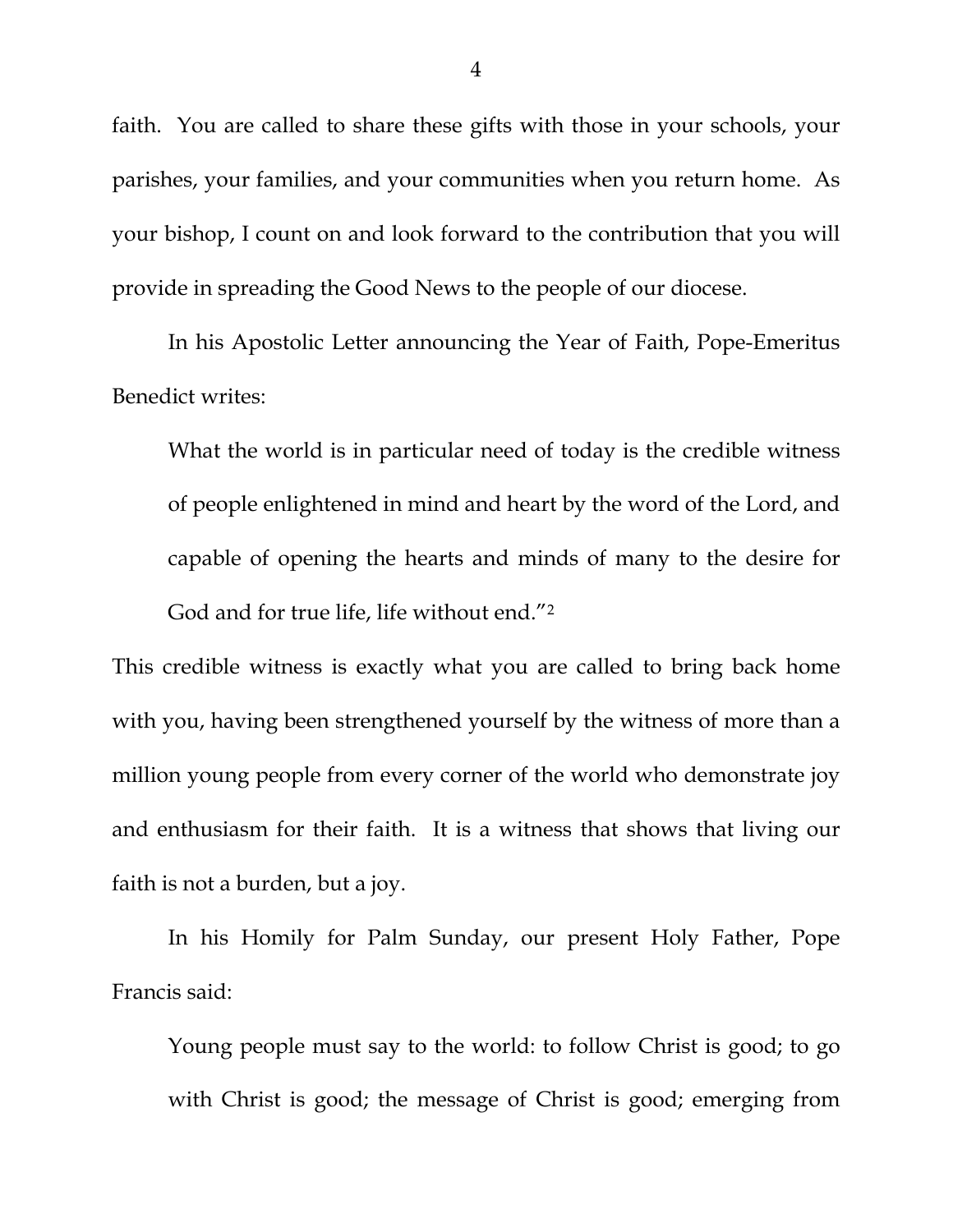faith. You are called to share these gifts with those in your schools, your parishes, your families, and your communities when you return home. As your bishop, I count on and look forward to the contribution that you will provide in spreading the Good News to the people of our diocese.

In his Apostolic Letter announcing the Year of Faith, Pope-Emeritus Benedict writes:

> What the world is in particular need of today is the credible witness of people enlightened in mind and heart by the word of the Lord, and capable of opening the hearts and minds of many to the desire for God and for true life, life without end."[2]

This credible witness is exactly what you are called to bring back home with you, having been strengthened yourself by the witness of more than a million young people from every corner of the world who demonstrate joy and enthusiasm for their faith. It is a witness that shows that living our faith is not a burden, but a joy.

In his Homily for Palm Sunday, our present Holy Father, Pope Francis said:

> Young people must say to the world: to follow Christ is good; to go with Christ is good; the message of Christ is good; emerging from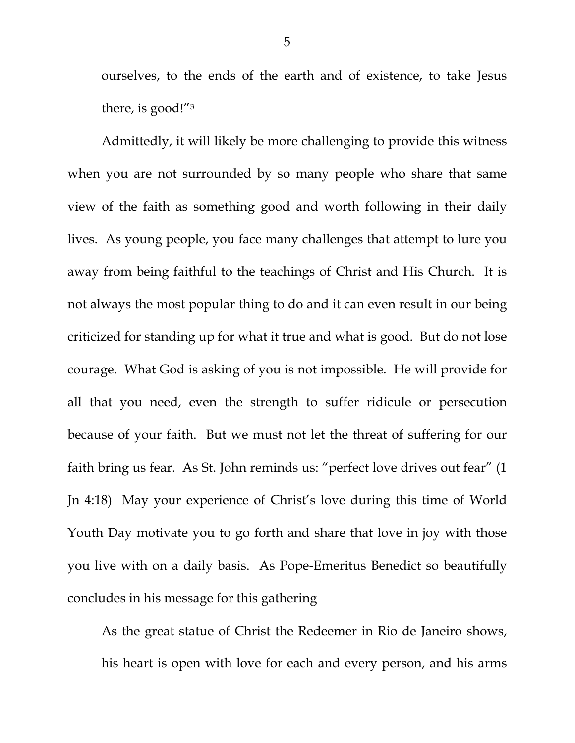ourselves, to the ends of the earth and of existence, to take Jesus there, is good!"[3]

Admittedly, it will likely be more challenging to provide this witness when you are not surrounded by so many people who share that same view of the faith as something good and worth following in their daily lives. As young people, you face many challenges that attempt to lure you away from being faithful to the teachings of Christ and His Church. It is not always the most popular thing to do and it can even result in our being criticized for standing up for what it true and what is good. But do not lose courage. What God is asking of you is not impossible. He will provide for all that you need, even the strength to suffer ridicule or persecution because of your faith. But we must not let the threat of suffering for our faith bring us fear. As St. John reminds us: "perfect love drives out fear" (1 Jn 4:18) May your experience of Christ's love during this time of World Youth Day motivate you to go forth and share that love in joy with those you live with on a daily basis. As Pope-Emeritus Benedict so beautifully concludes in his message for this gathering

> As the great statue of Christ the Redeemer in Rio de Janeiro shows, his heart is open with love for each and every person, and his arms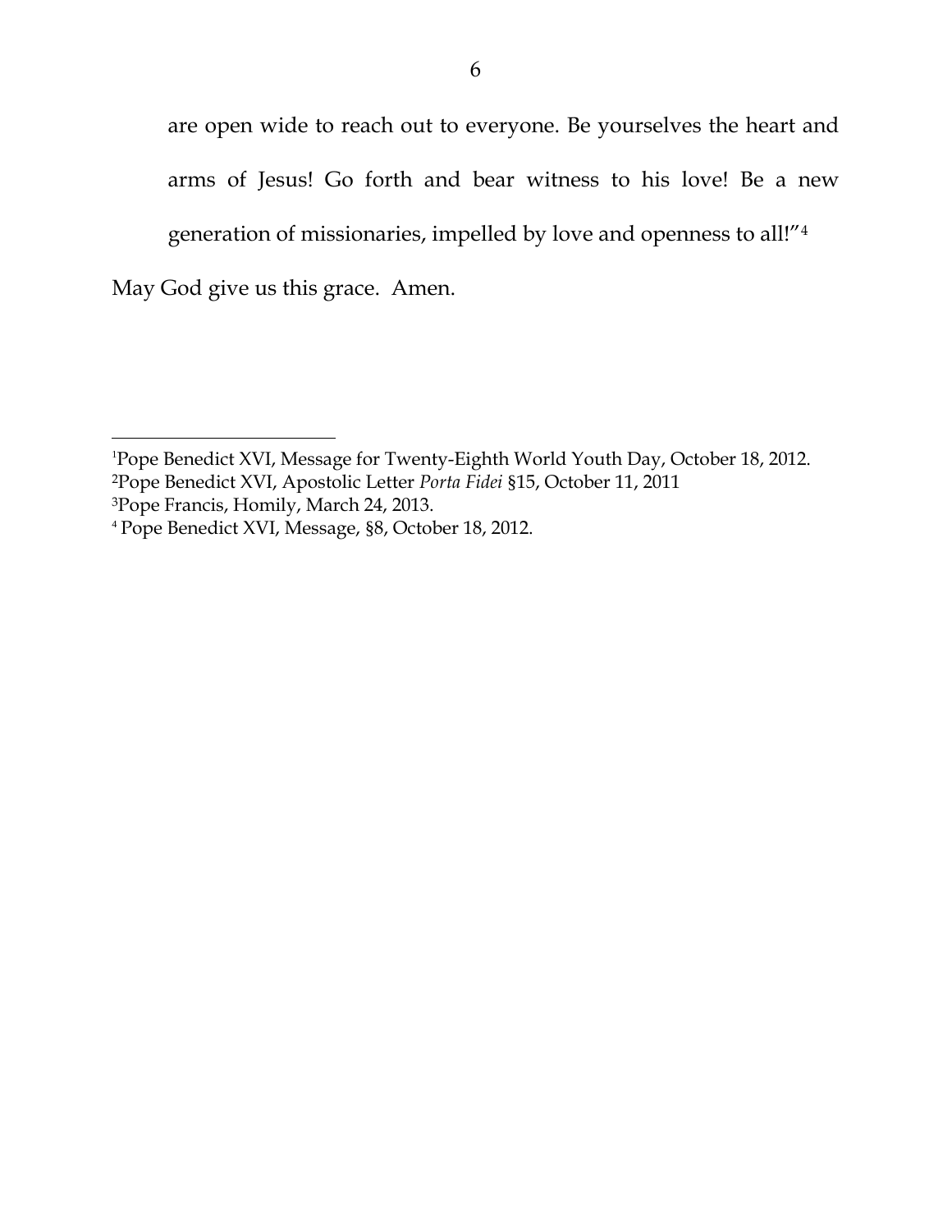are open wide to reach out to everyone. Be yourselves the heart and arms of Jesus! Go forth and bear witness to his love! Be a new generation of missionaries, impelled by love and openness to all!"[4]

May God give us this grace. Amen.

---

[1]Pope Benedict XVI, Message for Twenty-Eighth World Youth Day, October 18, 2012.

[2]Pope Benedict XVI, Apostolic Letter *Porta Fidei* §15, October 11, 2011

[3]Pope Francis, Homily, March 24, 2013.

[4] Pope Benedict XVI, Message, §8, October 18, 2012.